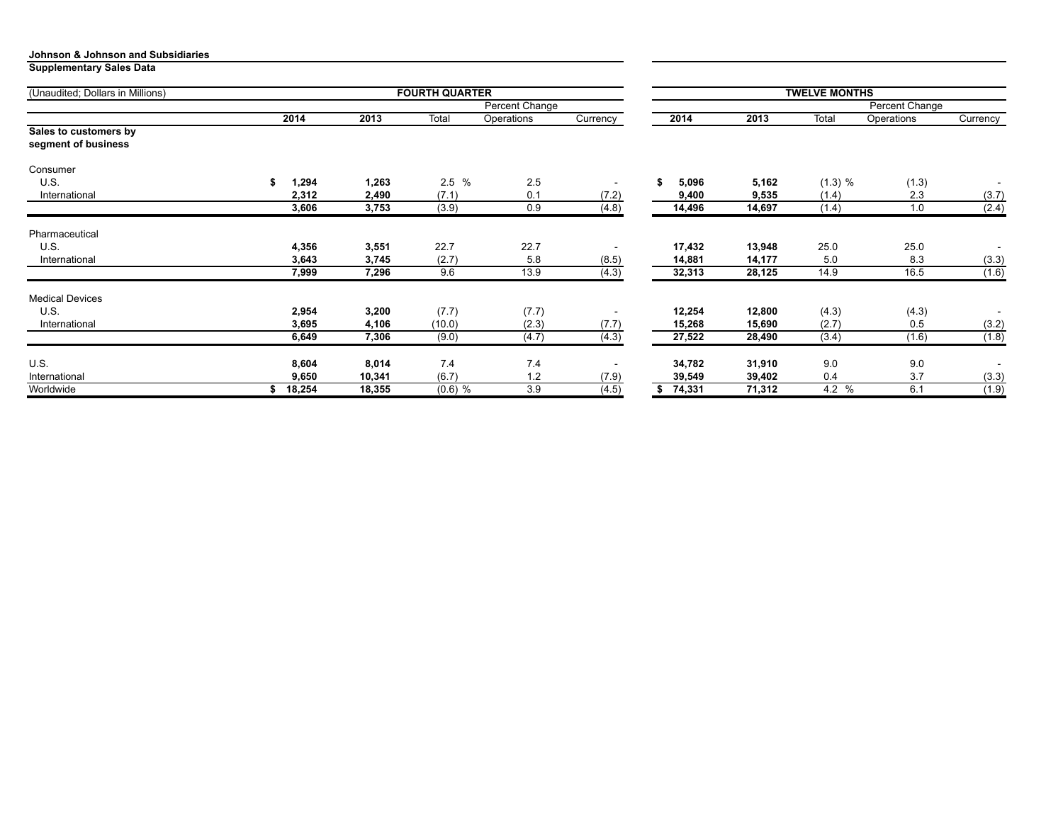**Johnson & Johnson and Subsidiaries**

**Supplementary Sales Data**

| (Unaudited; Dollars in Millions) | FOURTH QUARTER | | | | | TWELVE MONTHS | | | | |
|---|---|---|---|---|---|---|---|---|---|---|
| | | | Percent Change | | | | | Percent Change | | |
| | 2014 | 2013 | Total | Operations | Currency | 2014 | 2013 | Total | Operations | Currency |
| **Sales to customers by segment of business** | | | | | | | | | | |
| Consumer | | | | | | | | | | |
| U.S. | $ 1,294 | 1,263 | 2.5 % | 2.5 | - | $ 5,096 | 5,162 | (1.3) % | (1.3) | - |
| International | 2,312 | 2,490 | (7.1) | 0.1 | (7.2) | 9,400 | 9,535 | (1.4) | 2.3 | (3.7) |
| | 3,606 | 3,753 | (3.9) | 0.9 | (4.8) | 14,496 | 14,697 | (1.4) | 1.0 | (2.4) |
| Pharmaceutical | | | | | | | | | | |
| U.S. | 4,356 | 3,551 | 22.7 | 22.7 | - | 17,432 | 13,948 | 25.0 | 25.0 | - |
| International | 3,643 | 3,745 | (2.7) | 5.8 | (8.5) | 14,881 | 14,177 | 5.0 | 8.3 | (3.3) |
| | 7,999 | 7,296 | 9.6 | 13.9 | (4.3) | 32,313 | 28,125 | 14.9 | 16.5 | (1.6) |
| Medical Devices | | | | | | | | | | |
| U.S. | 2,954 | 3,200 | (7.7) | (7.7) | - | 12,254 | 12,800 | (4.3) | (4.3) | - |
| International | 3,695 | 4,106 | (10.0) | (2.3) | (7.7) | 15,268 | 15,690 | (2.7) | 0.5 | (3.2) |
| | 6,649 | 7,306 | (9.0) | (4.7) | (4.3) | 27,522 | 28,490 | (3.4) | (1.6) | (1.8) |
| U.S. | 8,604 | 8,014 | 7.4 | 7.4 | - | 34,782 | 31,910 | 9.0 | 9.0 | - |
| International | 9,650 | 10,341 | (6.7) | 1.2 | (7.9) | 39,549 | 39,402 | 0.4 | 3.7 | (3.3) |
| Worldwide | $ 18,254 | 18,355 | (0.6) % | 3.9 | (4.5) | $ 74,331 | 71,312 | 4.2 % | 6.1 | (1.9) |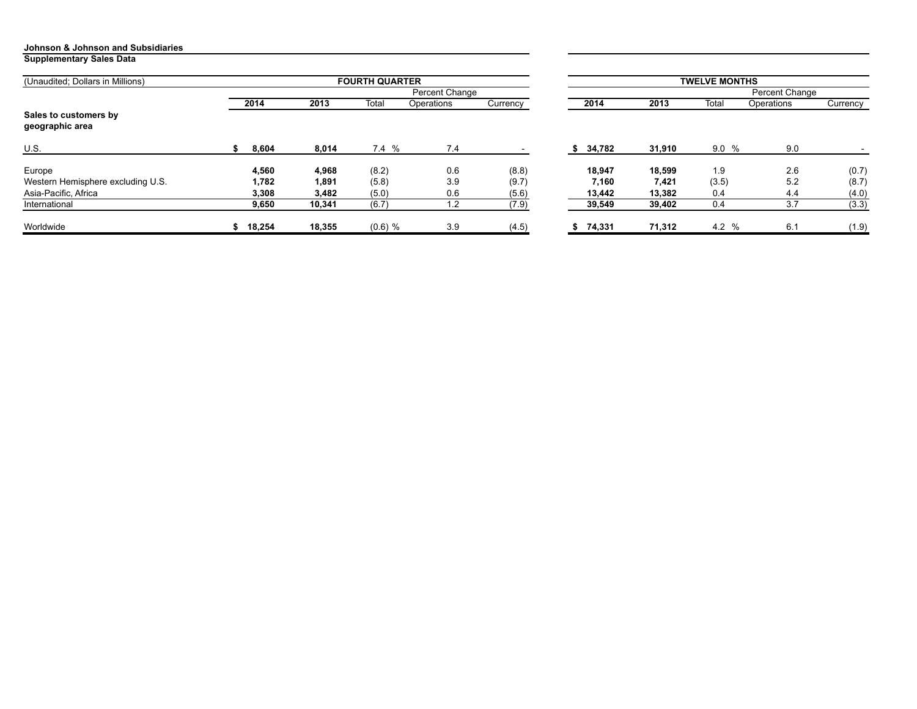**Johnson & Johnson and Subsidiaries**

**Supplementary Sales Data**

| (Unaudited; Dollars in Millions) | FOURTH QUARTER | | | | | TWELVE MONTHS | | | | |
|---|---|---|---|---|---|---|---|---|---|---|
| | | | Percent Change | | | | | Percent Change | | |
| | 2014 | 2013 | Total | Operations | Currency | 2014 | 2013 | Total | Operations | Currency |
| **Sales to customers by geographic area** | | | | | | | | | | |
| U.S. | $ 8,604 | 8,014 | 7.4 % | 7.4 | - | $ 34,782 | 31,910 | 9.0 % | 9.0 | - |
| Europe | 4,560 | 4,968 | (8.2) | 0.6 | (8.8) | 18,947 | 18,599 | 1.9 | 2.6 | (0.7) |
| Western Hemisphere excluding U.S. | 1,782 | 1,891 | (5.8) | 3.9 | (9.7) | 7,160 | 7,421 | (3.5) | 5.2 | (8.7) |
| Asia-Pacific, Africa | 3,308 | 3,482 | (5.0) | 0.6 | (5.6) | 13,442 | 13,382 | 0.4 | 4.4 | (4.0) |
| International | 9,650 | 10,341 | (6.7) | 1.2 | (7.9) | 39,549 | 39,402 | 0.4 | 3.7 | (3.3) |
| Worldwide | $ 18,254 | 18,355 | (0.6) % | 3.9 | (4.5) | $ 74,331 | 71,312 | 4.2 % | 6.1 | (1.9) |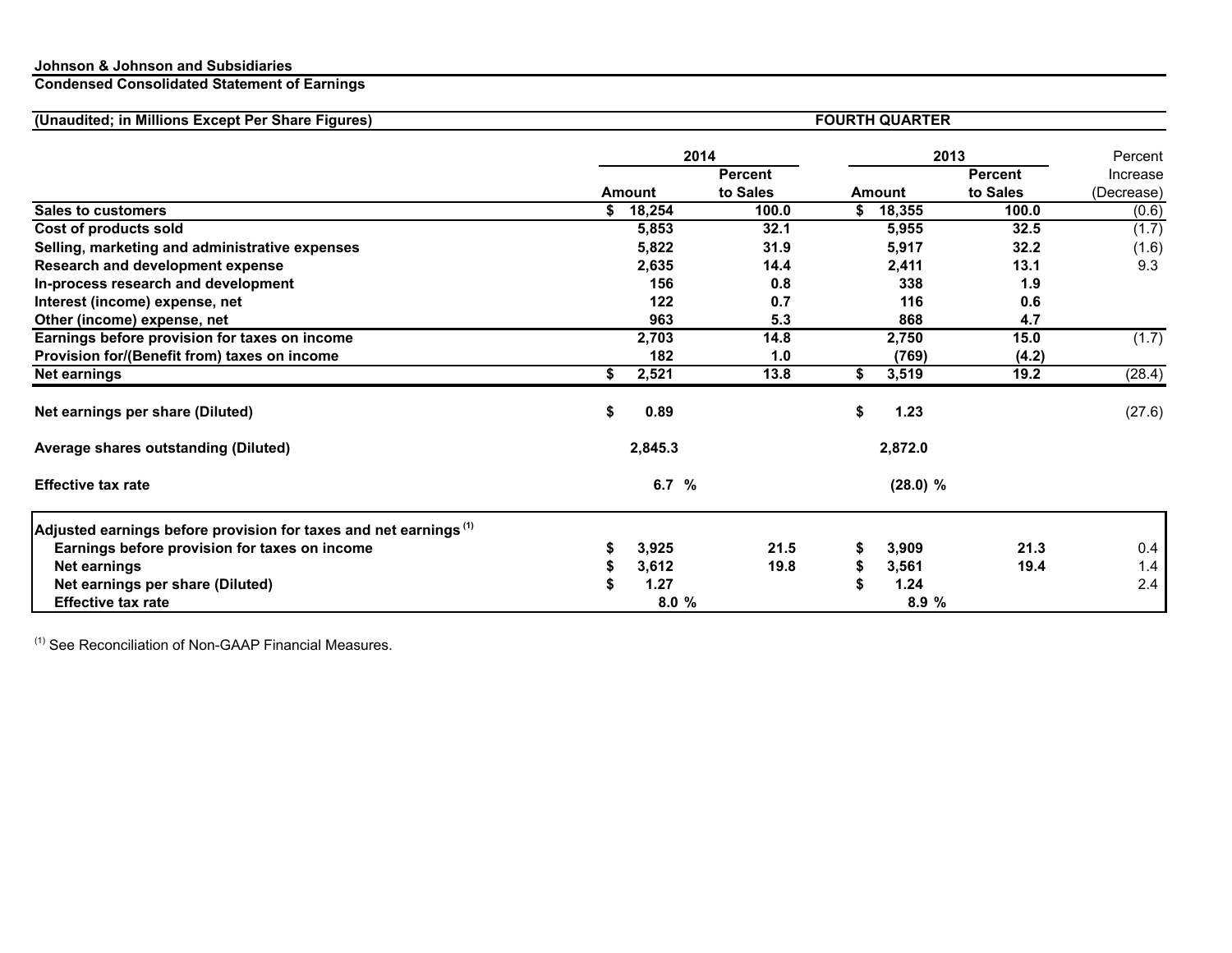**Johnson & Johnson and Subsidiaries**

**Condensed Consolidated Statement of Earnings**

**(Unaudited; in Millions Except Per Share Figures)**

| | FOURTH QUARTER | | | | |
|---|---|---|---|---|---|
| | **2014** | | **2013** | | Percent Increase (Decrease) |
| | **Amount** | **Percent to Sales** | **Amount** | **Percent to Sales** | |
| **Sales to customers** | $ 18,254 | 100.0 | $ 18,355 | 100.0 | (0.6) |
| **Cost of products sold** | 5,853 | 32.1 | 5,955 | 32.5 | (1.7) |
| **Selling, marketing and administrative expenses** | 5,822 | 31.9 | 5,917 | 32.2 | (1.6) |
| **Research and development expense** | 2,635 | 14.4 | 2,411 | 13.1 | 9.3 |
| **In-process research and development** | 156 | 0.8 | 338 | 1.9 | |
| **Interest (income) expense, net** | 122 | 0.7 | 116 | 0.6 | |
| **Other (income) expense, net** | 963 | 5.3 | 868 | 4.7 | |
| **Earnings before provision for taxes on income** | 2,703 | 14.8 | 2,750 | 15.0 | (1.7) |
| **Provision for/(Benefit from) taxes on income** | 182 | 1.0 | (769) | (4.2) | |
| **Net earnings** | $ 2,521 | 13.8 | $ 3,519 | 19.2 | (28.4) |
| **Net earnings per share (Diluted)** | $ 0.89 | | $ 1.23 | | (27.6) |
| **Average shares outstanding (Diluted)** | 2,845.3 | | 2,872.0 | | |
| **Effective tax rate** | 6.7 % | | (28.0) % | | |
| **Adjusted earnings before provision for taxes and net earnings** [1] | | | | | |
| **Earnings before provision for taxes on income** | $ 3,925 | 21.5 | $ 3,909 | 21.3 | 0.4 |
| **Net earnings** | $ 3,612 | 19.8 | $ 3,561 | 19.4 | 1.4 |
| **Net earnings per share (Diluted)** | $ 1.27 | | $ 1.24 | | 2.4 |
| **Effective tax rate** | 8.0 % | | 8.9 % | | |

[1] See Reconciliation of Non-GAAP Financial Measures.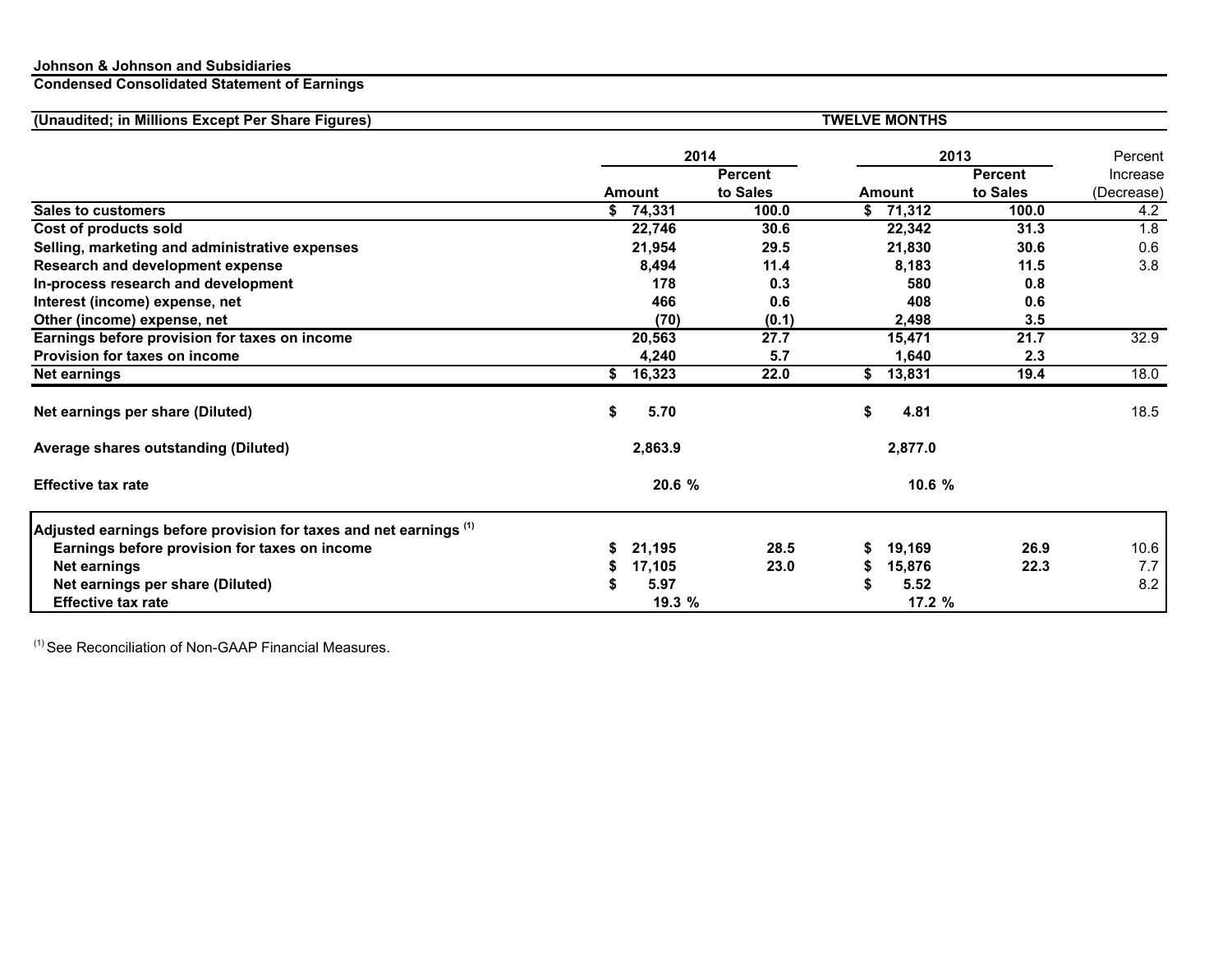**Johnson & Johnson and Subsidiaries**

**Condensed Consolidated Statement of Earnings**

| (Unaudited; in Millions Except Per Share Figures) | TWELVE MONTHS | | | | |
|---|---|---|---|---|---|
| | 2014 | | 2013 | | Percent |
| | Amount | Percent to Sales | Amount | Percent to Sales | Increase (Decrease) |
| **Sales to customers** | $ 74,331 | 100.0 | $ 71,312 | 100.0 | 4.2 |
| **Cost of products sold** | 22,746 | 30.6 | 22,342 | 31.3 | 1.8 |
| **Selling, marketing and administrative expenses** | 21,954 | 29.5 | 21,830 | 30.6 | 0.6 |
| **Research and development expense** | 8,494 | 11.4 | 8,183 | 11.5 | 3.8 |
| **In-process research and development** | 178 | 0.3 | 580 | 0.8 | |
| **Interest (income) expense, net** | 466 | 0.6 | 408 | 0.6 | |
| **Other (income) expense, net** | (70) | (0.1) | 2,498 | 3.5 | |
| **Earnings before provision for taxes on income** | 20,563 | 27.7 | 15,471 | 21.7 | 32.9 |
| **Provision for taxes on income** | 4,240 | 5.7 | 1,640 | 2.3 | |
| **Net earnings** | $ 16,323 | 22.0 | $ 13,831 | 19.4 | 18.0 |
| **Net earnings per share (Diluted)** | $ 5.70 | | $ 4.81 | | 18.5 |
| **Average shares outstanding (Diluted)** | 2,863.9 | | 2,877.0 | | |
| **Effective tax rate** | 20.6 % | | 10.6 % | | |
| **Adjusted earnings before provision for taxes and net earnings** [(1)] | | | | | |
| **Earnings before provision for taxes on income** | $ 21,195 | 28.5 | $ 19,169 | 26.9 | 10.6 |
| **Net earnings** | $ 17,105 | 23.0 | $ 15,876 | 22.3 | 7.7 |
| **Net earnings per share (Diluted)** | $ 5.97 | | $ 5.52 | | 8.2 |
| **Effective tax rate** | 19.3 % | | 17.2 % | | |

[(1)] See Reconciliation of Non-GAAP Financial Measures.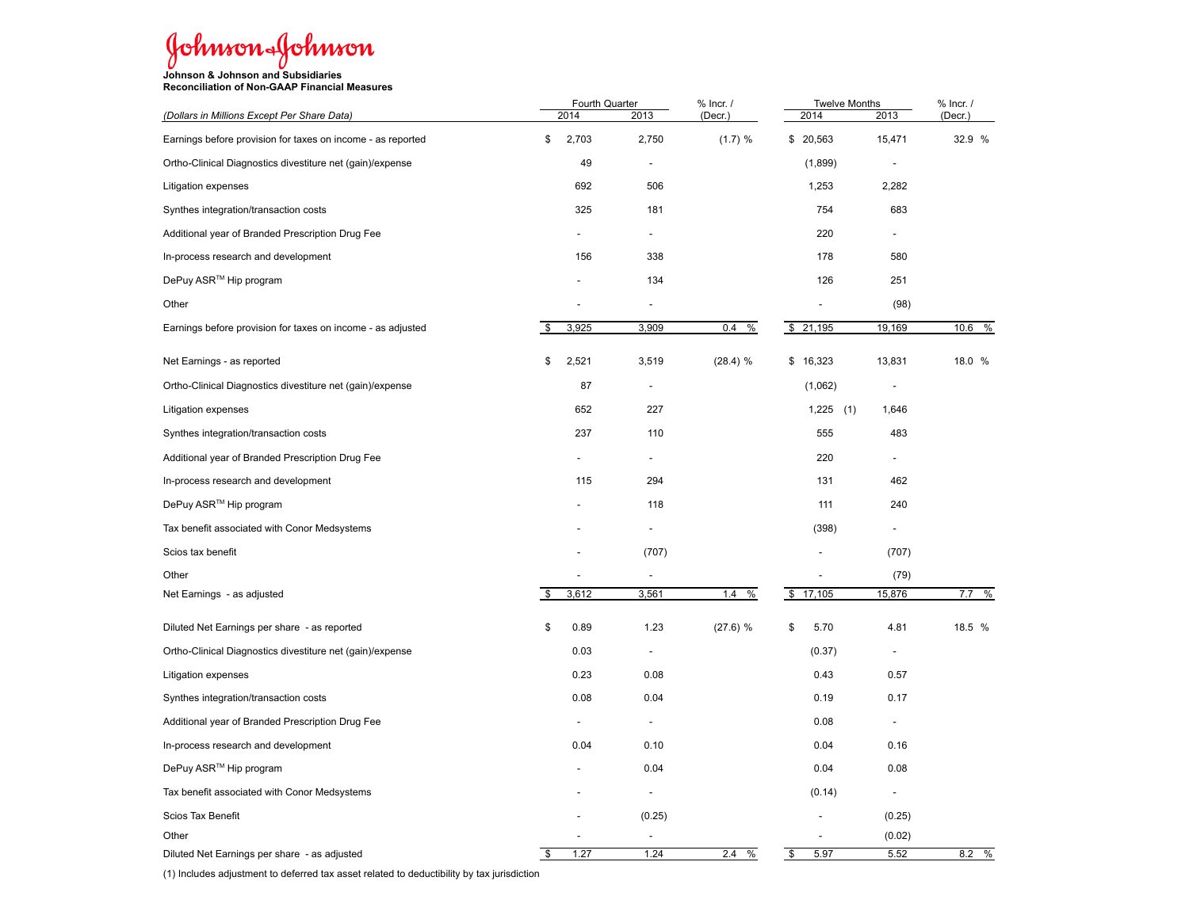**Johnson & Johnson and Subsidiaries**
**Reconciliation of Non-GAAP Financial Measures**

| *(Dollars in Millions Except Per Share Data)* | Fourth Quarter 2014 | Fourth Quarter 2013 | % Incr. / (Decr.) | Twelve Months 2014 | Twelve Months 2013 | % Incr. / (Decr.) |
|---|---|---|---|---|---|---|
| Earnings before provision for taxes on income - as reported | $ 2,703 | 2,750 | (1.7) % | $ 20,563 | 15,471 | 32.9 % |
| Ortho-Clinical Diagnostics divestiture net (gain)/expense | 49 | - | | (1,899) | - | |
| Litigation expenses | 692 | 506 | | 1,253 | 2,282 | |
| Synthes integration/transaction costs | 325 | 181 | | 754 | 683 | |
| Additional year of Branded Prescription Drug Fee | - | - | | 220 | - | |
| In-process research and development | 156 | 338 | | 178 | 580 | |
| DePuy ASR™ Hip program | - | 134 | | 126 | 251 | |
| Other | - | - | | - | (98) | |
| Earnings before provision for taxes on income - as adjusted | $ 3,925 | 3,909 | 0.4 % | $ 21,195 | 19,169 | 10.6 % |
| Net Earnings - as reported | $ 2,521 | 3,519 | (28.4) % | $ 16,323 | 13,831 | 18.0 % |
| Ortho-Clinical Diagnostics divestiture net (gain)/expense | 87 | - | | (1,062) | - | |
| Litigation expenses | 652 | 227 | | 1,225 (1) | 1,646 | |
| Synthes integration/transaction costs | 237 | 110 | | 555 | 483 | |
| Additional year of Branded Prescription Drug Fee | - | - | | 220 | - | |
| In-process research and development | 115 | 294 | | 131 | 462 | |
| DePuy ASR™ Hip program | - | 118 | | 111 | 240 | |
| Tax benefit associated with Conor Medsystems | - | - | | (398) | - | |
| Scios tax benefit | - | (707) | | - | (707) | |
| Other | - | - | | - | (79) | |
| Net Earnings - as adjusted | $ 3,612 | 3,561 | 1.4 % | $ 17,105 | 15,876 | 7.7 % |
| Diluted Net Earnings per share - as reported | $ 0.89 | 1.23 | (27.6) % | $ 5.70 | 4.81 | 18.5 % |
| Ortho-Clinical Diagnostics divestiture net (gain)/expense | 0.03 | - | | (0.37) | - | |
| Litigation expenses | 0.23 | 0.08 | | 0.43 | 0.57 | |
| Synthes integration/transaction costs | 0.08 | 0.04 | | 0.19 | 0.17 | |
| Additional year of Branded Prescription Drug Fee | - | - | | 0.08 | - | |
| In-process research and development | 0.04 | 0.10 | | 0.04 | 0.16 | |
| DePuy ASR™ Hip program | - | 0.04 | | 0.04 | 0.08 | |
| Tax benefit associated with Conor Medsystems | - | - | | (0.14) | - | |
| Scios Tax Benefit | - | (0.25) | | - | (0.25) | |
| Other | - | - | | - | (0.02) | |
| Diluted Net Earnings per share - as adjusted | $ 1.27 | 1.24 | 2.4 % | $ 5.97 | 5.52 | 8.2 % |

(1) Includes adjustment to deferred tax asset related to deductibility by tax jurisdiction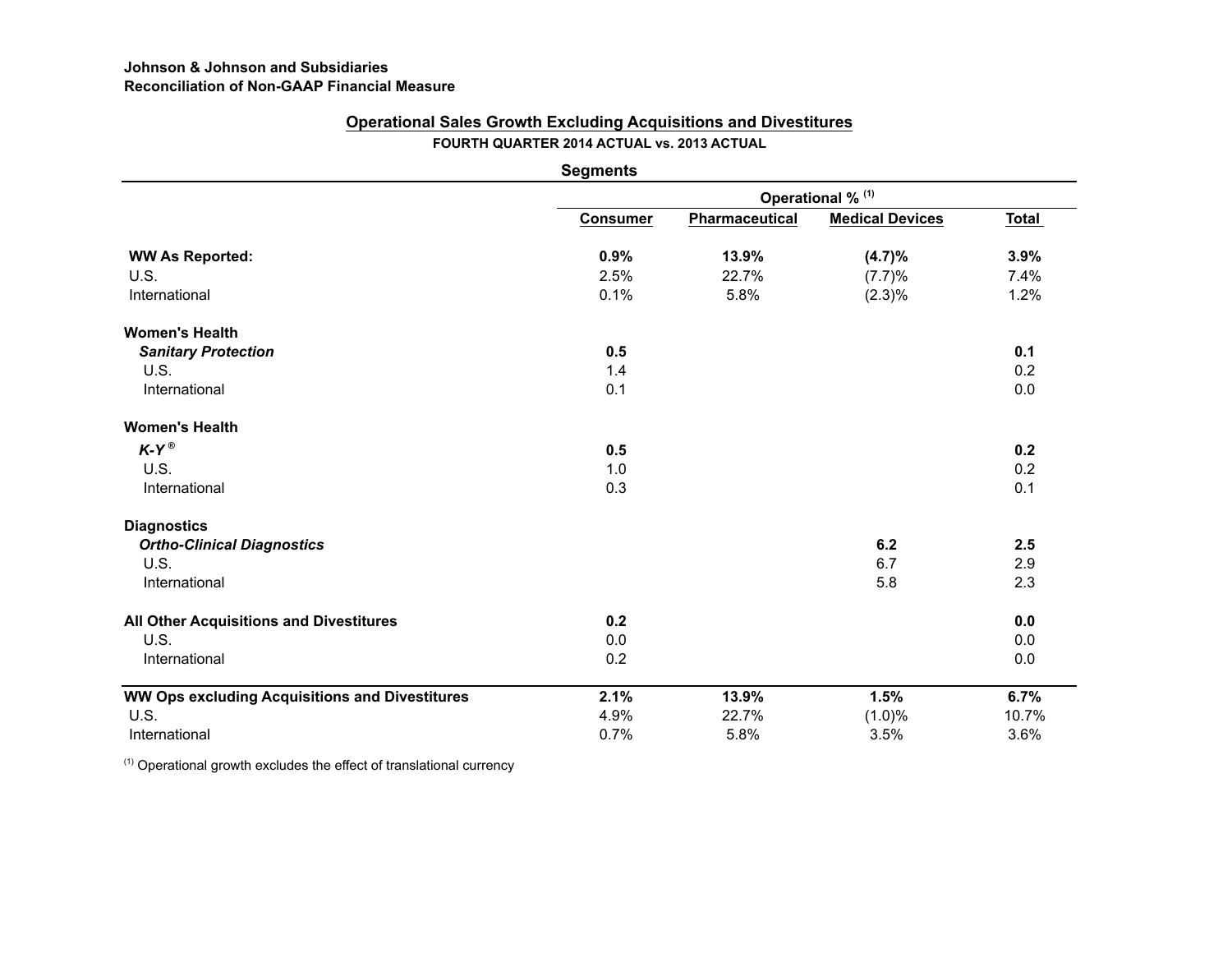**Johnson & Johnson and Subsidiaries**
**Reconciliation of Non-GAAP Financial Measure**

## Operational Sales Growth Excluding Acquisitions and Divestitures

**FOURTH QUARTER 2014 ACTUAL vs. 2013 ACTUAL**

**Segments**

| | Operational % [1] | | | |
|---|---|---|---|---|
| | **Consumer** | **Pharmaceutical** | **Medical Devices** | **Total** |
| **WW As Reported:** | **0.9%** | **13.9%** | **(4.7)%** | **3.9%** |
| U.S. | 2.5% | 22.7% | (7.7)% | 7.4% |
| International | 0.1% | 5.8% | (2.3)% | 1.2% |
| **Women's Health** | | | | |
| ***Sanitary Protection*** | **0.5** | | | **0.1** |
| U.S. | 1.4 | | | 0.2 |
| International | 0.1 | | | 0.0 |
| **Women's Health** | | | | |
| ***K-Y®*** | **0.5** | | | **0.2** |
| U.S. | 1.0 | | | 0.2 |
| International | 0.3 | | | 0.1 |
| **Diagnostics** | | | | |
| ***Ortho-Clinical Diagnostics*** | | | **6.2** | **2.5** |
| U.S. | | | 6.7 | 2.9 |
| International | | | 5.8 | 2.3 |
| **All Other Acquisitions and Divestitures** | **0.2** | | | **0.0** |
| U.S. | 0.0 | | | 0.0 |
| International | 0.2 | | | 0.0 |
| **WW Ops excluding Acquisitions and Divestitures** | **2.1%** | **13.9%** | **1.5%** | **6.7%** |
| U.S. | 4.9% | 22.7% | (1.0)% | 10.7% |
| International | 0.7% | 5.8% | 3.5% | 3.6% |

[1] Operational growth excludes the effect of translational currency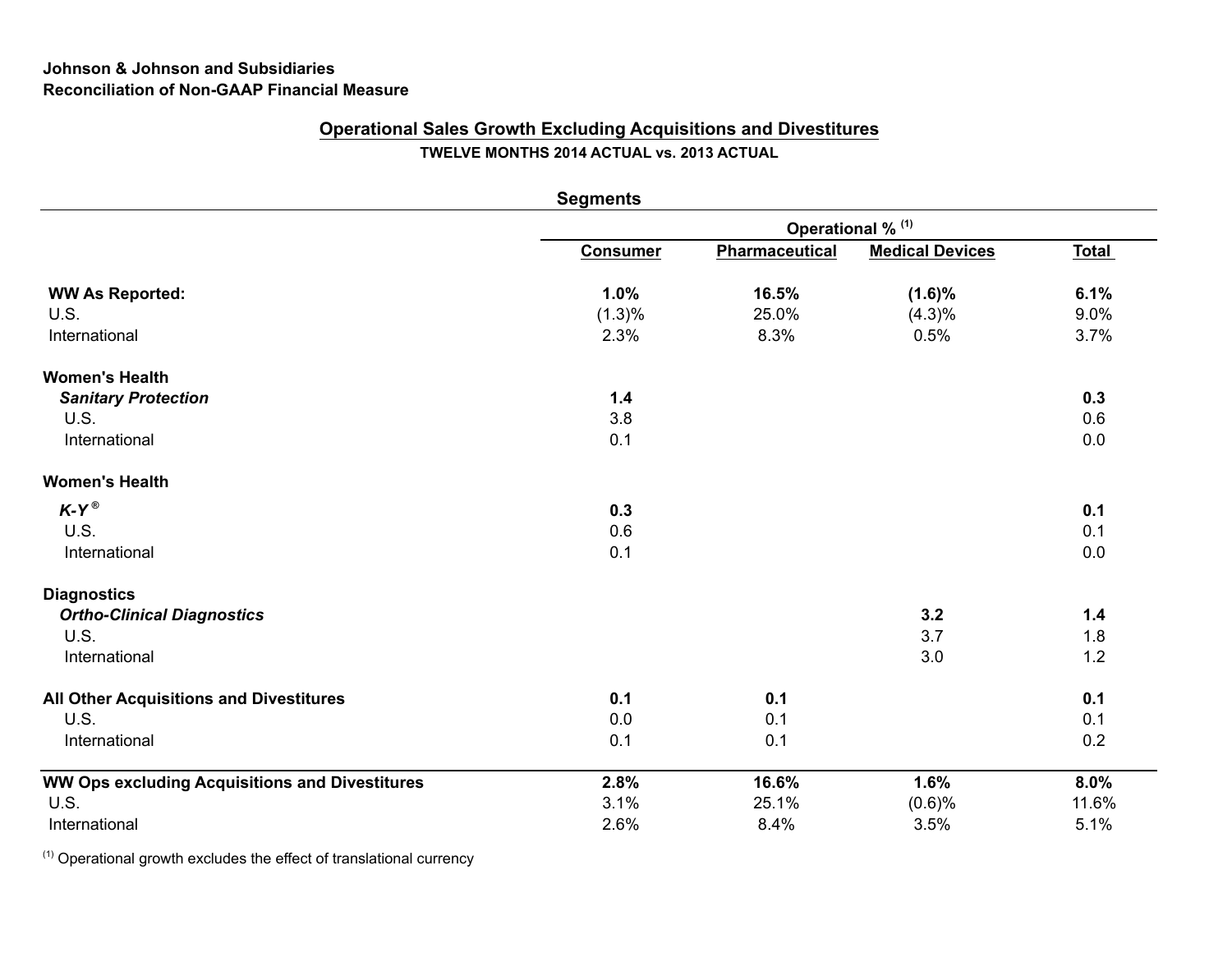**Johnson & Johnson and Subsidiaries**
**Reconciliation of Non-GAAP Financial Measure**

## Operational Sales Growth Excluding Acquisitions and Divestitures

**TWELVE MONTHS 2014 ACTUAL vs. 2013 ACTUAL**

**Segments**

| | Operational % [1] | | | |
|---|---|---|---|---|
| | **Consumer** | **Pharmaceutical** | **Medical Devices** | **Total** |
| **WW As Reported:** | **1.0%** | **16.5%** | **(1.6)%** | **6.1%** |
| U.S. | (1.3)% | 25.0% | (4.3)% | 9.0% |
| International | 2.3% | 8.3% | 0.5% | 3.7% |
| **Women's Health** | | | | |
| ***Sanitary Protection*** | **1.4** | | | **0.3** |
| U.S. | 3.8 | | | 0.6 |
| International | 0.1 | | | 0.0 |
| **Women's Health** | | | | |
| ***K-Y®*** | **0.3** | | | **0.1** |
| U.S. | 0.6 | | | 0.1 |
| International | 0.1 | | | 0.0 |
| **Diagnostics** | | | | |
| ***Ortho-Clinical Diagnostics*** | | | **3.2** | **1.4** |
| U.S. | | | 3.7 | 1.8 |
| International | | | 3.0 | 1.2 |
| **All Other Acquisitions and Divestitures** | **0.1** | **0.1** | | **0.1** |
| U.S. | 0.0 | 0.1 | | 0.1 |
| International | 0.1 | 0.1 | | 0.2 |
| **WW Ops excluding Acquisitions and Divestitures** | **2.8%** | **16.6%** | **1.6%** | **8.0%** |
| U.S. | 3.1% | 25.1% | (0.6)% | 11.6% |
| International | 2.6% | 8.4% | 3.5% | 5.1% |

[1] Operational growth excludes the effect of translational currency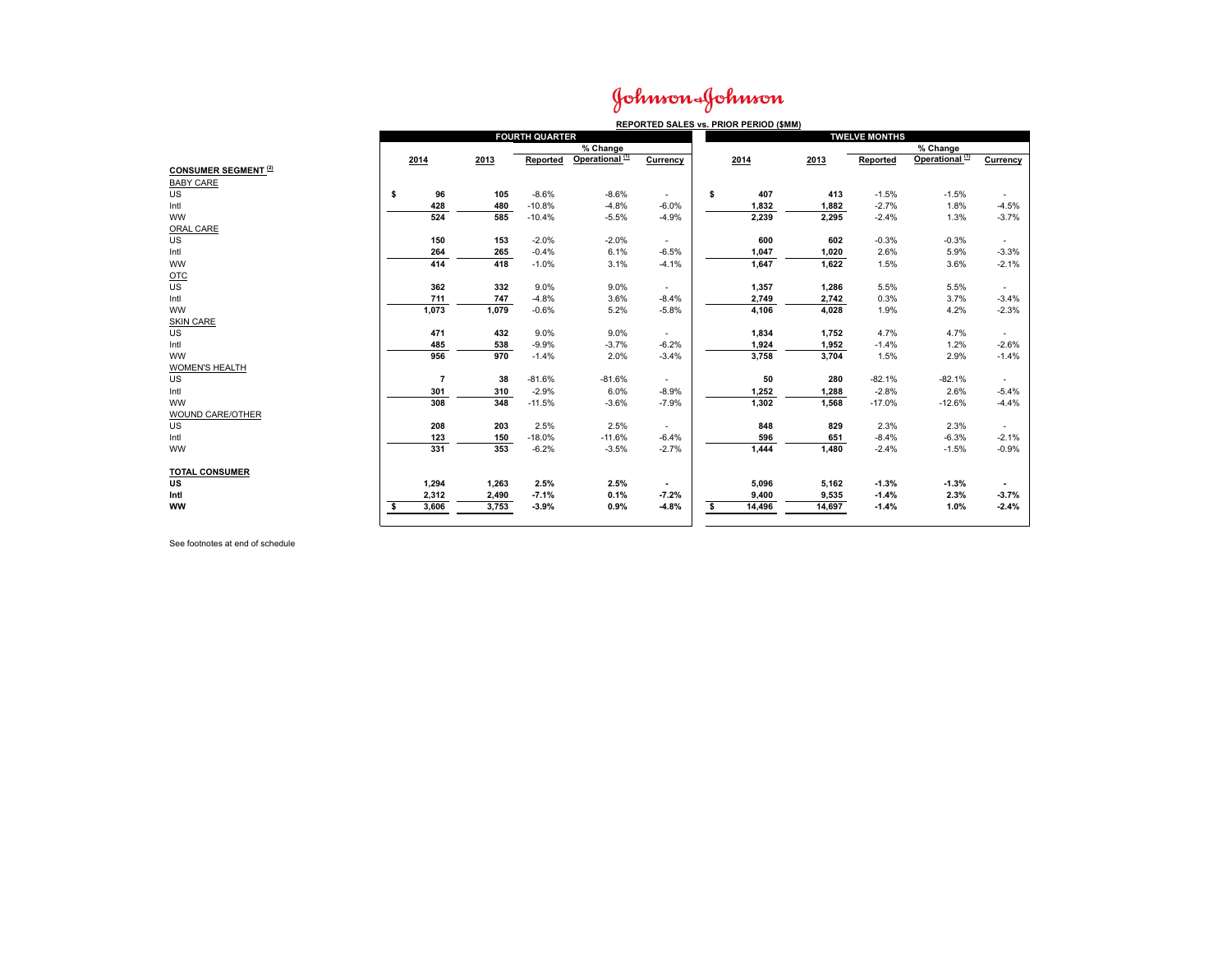# Johnson & Johnson

**REPORTED SALES vs. PRIOR PERIOD ($MM)**

| | FOURTH QUARTER | | | | | TWELVE MONTHS | | | | |
|---|---|---|---|---|---|---|---|---|---|---|
| | | | % Change | | | | | % Change | | |
| | 2014 | 2013 | Reported | Operational [1] | Currency | 2014 | 2013 | Reported | Operational [1] | Currency |
| **CONSUMER SEGMENT [2]** | | | | | | | | | | |
| BABY CARE | | | | | | | | | | |
| US | $ 96 | 105 | -8.6% | -8.6% | - | $ 407 | 413 | -1.5% | -1.5% | - |
| Intl | 428 | 480 | -10.8% | -4.8% | -6.0% | 1,832 | 1,882 | -2.7% | 1.8% | -4.5% |
| WW | 524 | 585 | -10.4% | -5.5% | -4.9% | 2,239 | 2,295 | -2.4% | 1.3% | -3.7% |
| ORAL CARE | | | | | | | | | | |
| US | 150 | 153 | -2.0% | -2.0% | - | 600 | 602 | -0.3% | -0.3% | - |
| Intl | 264 | 265 | -0.4% | 6.1% | -6.5% | 1,047 | 1,020 | 2.6% | 5.9% | -3.3% |
| WW | 414 | 418 | -1.0% | 3.1% | -4.1% | 1,647 | 1,622 | 1.5% | 3.6% | -2.1% |
| OTC | | | | | | | | | | |
| US | 362 | 332 | 9.0% | 9.0% | - | 1,357 | 1,286 | 5.5% | 5.5% | - |
| Intl | 711 | 747 | -4.8% | 3.6% | -8.4% | 2,749 | 2,742 | 0.3% | 3.7% | -3.4% |
| WW | 1,073 | 1,079 | -0.6% | 5.2% | -5.8% | 4,106 | 4,028 | 1.9% | 4.2% | -2.3% |
| SKIN CARE | | | | | | | | | | |
| US | 471 | 432 | 9.0% | 9.0% | - | 1,834 | 1,752 | 4.7% | 4.7% | - |
| Intl | 485 | 538 | -9.9% | -3.7% | -6.2% | 1,924 | 1,952 | -1.4% | 1.2% | -2.6% |
| WW | 956 | 970 | -1.4% | 2.0% | -3.4% | 3,758 | 3,704 | 1.5% | 2.9% | -1.4% |
| WOMEN'S HEALTH | | | | | | | | | | |
| US | 7 | 38 | -81.6% | -81.6% | - | 50 | 280 | -82.1% | -82.1% | - |
| Intl | 301 | 310 | -2.9% | 6.0% | -8.9% | 1,252 | 1,288 | -2.8% | 2.6% | -5.4% |
| WW | 308 | 348 | -11.5% | -3.6% | -7.9% | 1,302 | 1,568 | -17.0% | -12.6% | -4.4% |
| WOUND CARE/OTHER | | | | | | | | | | |
| US | 208 | 203 | 2.5% | 2.5% | - | 848 | 829 | 2.3% | 2.3% | - |
| Intl | 123 | 150 | -18.0% | -11.6% | -6.4% | 596 | 651 | -8.4% | -6.3% | -2.1% |
| WW | 331 | 353 | -6.2% | -3.5% | -2.7% | 1,444 | 1,480 | -2.4% | -1.5% | -0.9% |
| **TOTAL CONSUMER** | | | | | | | | | | |
| **US** | **1,294** | **1,263** | **2.5%** | **2.5%** | **-** | **5,096** | **5,162** | **-1.3%** | **-1.3%** | **-** |
| **Intl** | **2,312** | **2,490** | **-7.1%** | **0.1%** | **-7.2%** | **9,400** | **9,535** | **-1.4%** | **2.3%** | **-3.7%** |
| **WW** | **$ 3,606** | **3,753** | **-3.9%** | **0.9%** | **-4.8%** | **$ 14,496** | **14,697** | **-1.4%** | **1.0%** | **-2.4%** |

See footnotes at end of schedule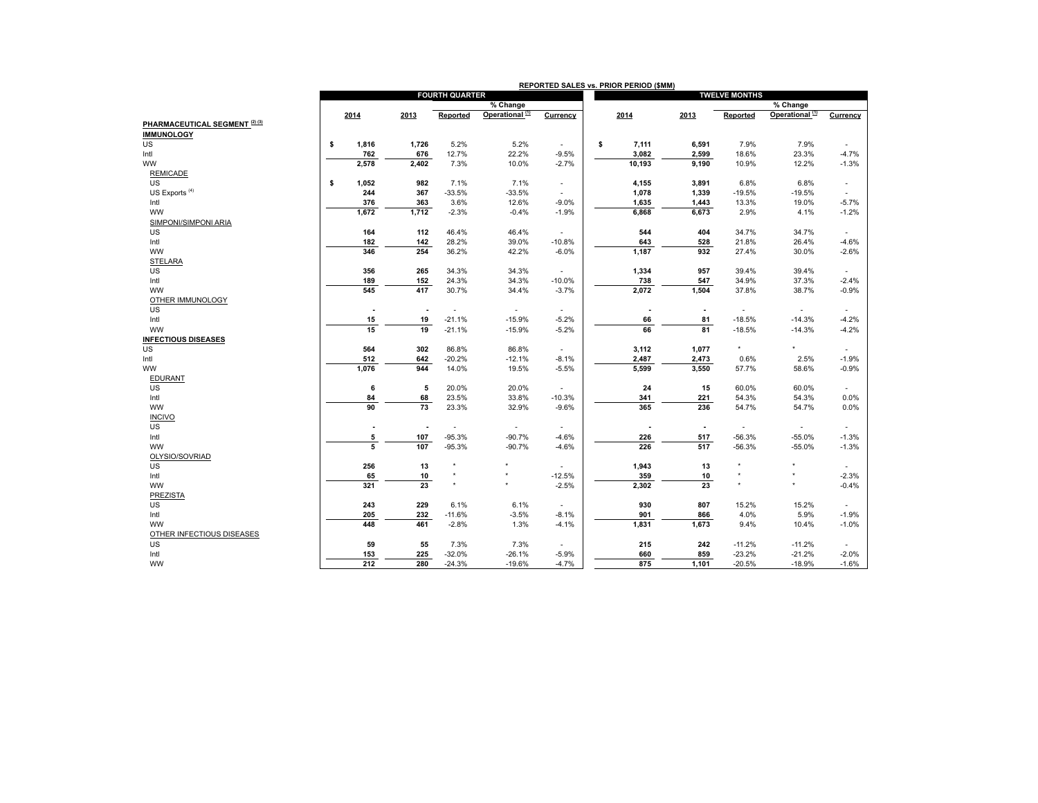**REPORTED SALES vs. PRIOR PERIOD ($MM)**

| | FOURTH QUARTER | | | | | TWELVE MONTHS | | | | |
|---|---|---|---|---|---|---|---|---|---|---|
| | | | % Change | | | | | % Change | | |
| | 2014 | 2013 | Reported | Operational [1] | Currency | 2014 | 2013 | Reported | Operational [1] | Currency |
| **PHARMACEUTICAL SEGMENT [2] [3]** | | | | | | | | | | |
| **IMMUNOLOGY** | | | | | | | | | | |
| US | $ 1,816 | 1,726 | 5.2% | 5.2% | - | $ 7,111 | 6,591 | 7.9% | 7.9% | - |
| Intl | 762 | 676 | 12.7% | 22.2% | -9.5% | 3,082 | 2,599 | 18.6% | 23.3% | -4.7% |
| WW | 2,578 | 2,402 | 7.3% | 10.0% | -2.7% | 10,193 | 9,190 | 10.9% | 12.2% | -1.3% |
| REMICADE | | | | | | | | | | |
| US | $ 1,052 | 982 | 7.1% | 7.1% | - | 4,155 | 3,891 | 6.8% | 6.8% | - |
| US Exports [4] | 244 | 367 | -33.5% | -33.5% | - | 1,078 | 1,339 | -19.5% | -19.5% | - |
| Intl | 376 | 363 | 3.6% | 12.6% | -9.0% | 1,635 | 1,443 | 13.3% | 19.0% | -5.7% |
| WW | 1,672 | 1,712 | -2.3% | -0.4% | -1.9% | 6,868 | 6,673 | 2.9% | 4.1% | -1.2% |
| SIMPONI/SIMPONI ARIA | | | | | | | | | | |
| US | 164 | 112 | 46.4% | 46.4% | - | 544 | 404 | 34.7% | 34.7% | - |
| Intl | 182 | 142 | 28.2% | 39.0% | -10.8% | 643 | 528 | 21.8% | 26.4% | -4.6% |
| WW | 346 | 254 | 36.2% | 42.2% | -6.0% | 1,187 | 932 | 27.4% | 30.0% | -2.6% |
| STELARA | | | | | | | | | | |
| US | 356 | 265 | 34.3% | 34.3% | - | 1,334 | 957 | 39.4% | 39.4% | - |
| Intl | 189 | 152 | 24.3% | 34.3% | -10.0% | 738 | 547 | 34.9% | 37.3% | -2.4% |
| WW | 545 | 417 | 30.7% | 34.4% | -3.7% | 2,072 | 1,504 | 37.8% | 38.7% | -0.9% |
| OTHER IMMUNOLOGY | | | | | | | | | | |
| US | - | - | - | - | - | - | - | - | - | - |
| Intl | 15 | 19 | -21.1% | -15.9% | -5.2% | 66 | 81 | -18.5% | -14.3% | -4.2% |
| WW | 15 | 19 | -21.1% | -15.9% | -5.2% | 66 | 81 | -18.5% | -14.3% | -4.2% |
| **INFECTIOUS DISEASES** | | | | | | | | | | |
| US | 564 | 302 | 86.8% | 86.8% | - | 3,112 | 1,077 | * | * | - |
| Intl | 512 | 642 | -20.2% | -12.1% | -8.1% | 2,487 | 2,473 | 0.6% | 2.5% | -1.9% |
| WW | 1,076 | 944 | 14.0% | 19.5% | -5.5% | 5,599 | 3,550 | 57.7% | 58.6% | -0.9% |
| EDURANT | | | | | | | | | | |
| US | 6 | 5 | 20.0% | 20.0% | - | 24 | 15 | 60.0% | 60.0% | - |
| Intl | 84 | 68 | 23.5% | 33.8% | -10.3% | 341 | 221 | 54.3% | 54.3% | 0.0% |
| WW | 90 | 73 | 23.3% | 32.9% | -9.6% | 365 | 236 | 54.7% | 54.7% | 0.0% |
| INCIVO | | | | | | | | | | |
| US | - | - | - | - | - | - | - | - | - | - |
| Intl | 5 | 107 | -95.3% | -90.7% | -4.6% | 226 | 517 | -56.3% | -55.0% | -1.3% |
| WW | 5 | 107 | -95.3% | -90.7% | -4.6% | 226 | 517 | -56.3% | -55.0% | -1.3% |
| OLYSIO/SOVRIAD | | | | | | | | | | |
| US | 256 | 13 | * | * | - | 1,943 | 13 | * | * | - |
| Intl | 65 | 10 | * | * | -12.5% | 359 | 10 | * | * | -2.3% |
| WW | 321 | 23 | * | * | -2.5% | 2,302 | 23 | * | * | -0.4% |
| PREZISTA | | | | | | | | | | |
| US | 243 | 229 | 6.1% | 6.1% | - | 930 | 807 | 15.2% | 15.2% | - |
| Intl | 205 | 232 | -11.6% | -3.5% | -8.1% | 901 | 866 | 4.0% | 5.9% | -1.9% |
| WW | 448 | 461 | -2.8% | 1.3% | -4.1% | 1,831 | 1,673 | 9.4% | 10.4% | -1.0% |
| OTHER INFECTIOUS DISEASES | | | | | | | | | | |
| US | 59 | 55 | 7.3% | 7.3% | - | 215 | 242 | -11.2% | -11.2% | - |
| Intl | 153 | 225 | -32.0% | -26.1% | -5.9% | 660 | 859 | -23.2% | -21.2% | -2.0% |
| WW | 212 | 280 | -24.3% | -19.6% | -4.7% | 875 | 1,101 | -20.5% | -18.9% | -1.6% |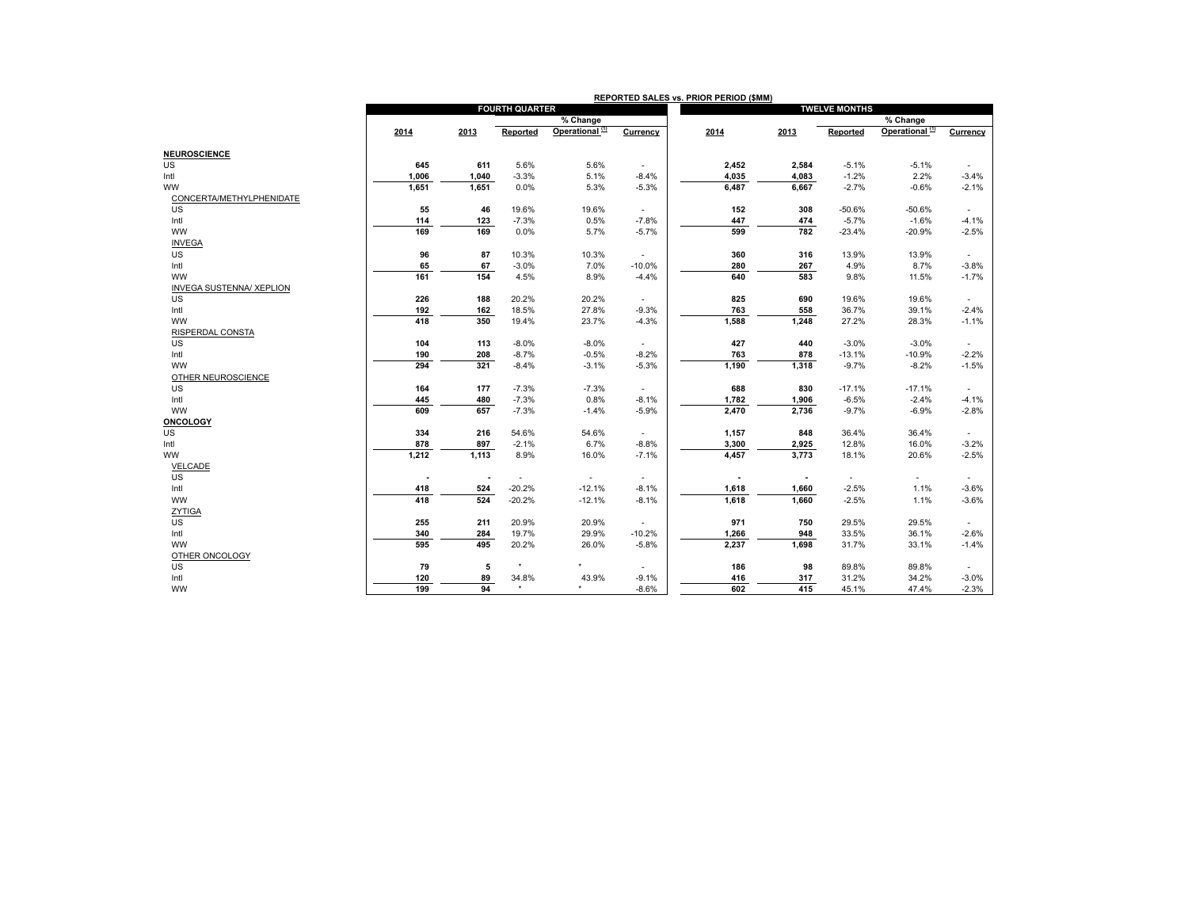**REPORTED SALES vs. PRIOR PERIOD ($MM)**

| | FOURTH QUARTER | | | | | TWELVE MONTHS | | | | |
|---|---|---|---|---|---|---|---|---|---|---|
| | | | % Change | | | | | % Change | | |
| | 2014 | 2013 | Reported | Operational [1] | Currency | 2014 | 2013 | Reported | Operational [1] | Currency |
| **NEUROSCIENCE** | | | | | | | | | | |
| US | 645 | 611 | 5.6% | 5.6% | - | 2,452 | 2,584 | -5.1% | -5.1% | - |
| Intl | 1,006 | 1,040 | -3.3% | 5.1% | -8.4% | 4,035 | 4,083 | -1.2% | 2.2% | -3.4% |
| WW | 1,651 | 1,651 | 0.0% | 5.3% | -5.3% | 6,487 | 6,667 | -2.7% | -0.6% | -2.1% |
| CONCERTA/METHYLPHENIDATE | | | | | | | | | | |
| US | 55 | 46 | 19.6% | 19.6% | - | 152 | 308 | -50.6% | -50.6% | - |
| Intl | 114 | 123 | -7.3% | 0.5% | -7.8% | 447 | 474 | -5.7% | -1.6% | -4.1% |
| WW | 169 | 169 | 0.0% | 5.7% | -5.7% | 599 | 782 | -23.4% | -20.9% | -2.5% |
| INVEGA | | | | | | | | | | |
| US | 96 | 87 | 10.3% | 10.3% | - | 360 | 316 | 13.9% | 13.9% | - |
| Intl | 65 | 67 | -3.0% | 7.0% | -10.0% | 280 | 267 | 4.9% | 8.7% | -3.8% |
| WW | 161 | 154 | 4.5% | 8.9% | -4.4% | 640 | 583 | 9.8% | 11.5% | -1.7% |
| INVEGA SUSTENNA/ XEPLION | | | | | | | | | | |
| US | 226 | 188 | 20.2% | 20.2% | - | 825 | 690 | 19.6% | 19.6% | - |
| Intl | 192 | 162 | 18.5% | 27.8% | -9.3% | 763 | 558 | 36.7% | 39.1% | -2.4% |
| WW | 418 | 350 | 19.4% | 23.7% | -4.3% | 1,588 | 1,248 | 27.2% | 28.3% | -1.1% |
| RISPERDAL CONSTA | | | | | | | | | | |
| US | 104 | 113 | -8.0% | -8.0% | - | 427 | 440 | -3.0% | -3.0% | - |
| Intl | 190 | 208 | -8.7% | -0.5% | -8.2% | 763 | 878 | -13.1% | -10.9% | -2.2% |
| WW | 294 | 321 | -8.4% | -3.1% | -5.3% | 1,190 | 1,318 | -9.7% | -8.2% | -1.5% |
| OTHER NEUROSCIENCE | | | | | | | | | | |
| US | 164 | 177 | -7.3% | -7.3% | - | 688 | 830 | -17.1% | -17.1% | - |
| Intl | 445 | 480 | -7.3% | 0.8% | -8.1% | 1,782 | 1,906 | -6.5% | -2.4% | -4.1% |
| WW | 609 | 657 | -7.3% | -1.4% | -5.9% | 2,470 | 2,736 | -9.7% | -6.9% | -2.8% |
| **ONCOLOGY** | | | | | | | | | | |
| US | 334 | 216 | 54.6% | 54.6% | - | 1,157 | 848 | 36.4% | 36.4% | - |
| Intl | 878 | 897 | -2.1% | 6.7% | -8.8% | 3,300 | 2,925 | 12.8% | 16.0% | -3.2% |
| WW | 1,212 | 1,113 | 8.9% | 16.0% | -7.1% | 4,457 | 3,773 | 18.1% | 20.6% | -2.5% |
| VELCADE | | | | | | | | | | |
| US | - | - | - | - | - | - | - | - | - | - |
| Intl | 418 | 524 | -20.2% | -12.1% | -8.1% | 1,618 | 1,660 | -2.5% | 1.1% | -3.6% |
| WW | 418 | 524 | -20.2% | -12.1% | -8.1% | 1,618 | 1,660 | -2.5% | 1.1% | -3.6% |
| ZYTIGA | | | | | | | | | | |
| US | 255 | 211 | 20.9% | 20.9% | - | 971 | 750 | 29.5% | 29.5% | - |
| Intl | 340 | 284 | 19.7% | 29.9% | -10.2% | 1,266 | 948 | 33.5% | 36.1% | -2.6% |
| WW | 595 | 495 | 20.2% | 26.0% | -5.8% | 2,237 | 1,698 | 31.7% | 33.1% | -1.4% |
| OTHER ONCOLOGY | | | | | | | | | | |
| US | 79 | 5 | * | * | - | 186 | 98 | 89.8% | 89.8% | - |
| Intl | 120 | 89 | 34.8% | 43.9% | -9.1% | 416 | 317 | 31.2% | 34.2% | -3.0% |
| WW | 199 | 94 | * | * | -8.6% | 602 | 415 | 45.1% | 47.4% | -2.3% |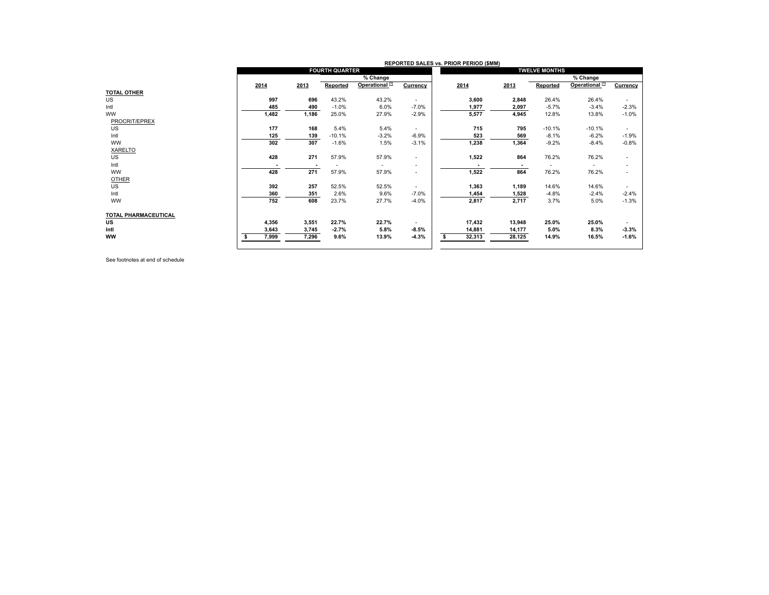**REPORTED SALES vs. PRIOR PERIOD ($MM)**

| | FOURTH QUARTER | | | | | TWELVE MONTHS | | | | |
|---|---|---|---|---|---|---|---|---|---|---|
| | | | % Change | | | | | % Change | | |
| | 2014 | 2013 | Reported | Operational [1] | Currency | 2014 | 2013 | Reported | Operational [1] | Currency |
| **TOTAL OTHER** | | | | | | | | | | |
| US | 997 | 696 | 43.2% | 43.2% | - | 3,600 | 2,848 | 26.4% | 26.4% | - |
| Intl | 485 | 490 | -1.0% | 6.0% | -7.0% | 1,977 | 2,097 | -5.7% | -3.4% | -2.3% |
| WW | 1,482 | 1,186 | 25.0% | 27.9% | -2.9% | 5,577 | 4,945 | 12.8% | 13.8% | -1.0% |
| PROCRIT/EPREX | | | | | | | | | | |
| US | 177 | 168 | 5.4% | 5.4% | - | 715 | 795 | -10.1% | -10.1% | - |
| Intl | 125 | 139 | -10.1% | -3.2% | -6.9% | 523 | 569 | -8.1% | -6.2% | -1.9% |
| WW | 302 | 307 | -1.6% | 1.5% | -3.1% | 1,238 | 1,364 | -9.2% | -8.4% | -0.8% |
| XARELTO | | | | | | | | | | |
| US | 428 | 271 | 57.9% | 57.9% | - | 1,522 | 864 | 76.2% | 76.2% | - |
| Intl | - | - | - | - | - | - | - | - | - | - |
| WW | 428 | 271 | 57.9% | 57.9% | - | 1,522 | 864 | 76.2% | 76.2% | - |
| OTHER | | | | | | | | | | |
| US | 392 | 257 | 52.5% | 52.5% | - | 1,363 | 1,189 | 14.6% | 14.6% | - |
| Intl | 360 | 351 | 2.6% | 9.6% | -7.0% | 1,454 | 1,528 | -4.8% | -2.4% | -2.4% |
| WW | 752 | 608 | 23.7% | 27.7% | -4.0% | 2,817 | 2,717 | 3.7% | 5.0% | -1.3% |
| **TOTAL PHARMACEUTICAL** | | | | | | | | | | |
| **US** | **4,356** | **3,551** | **22.7%** | **22.7%** | - | **17,432** | **13,948** | **25.0%** | **25.0%** | - |
| **Intl** | **3,643** | **3,745** | **-2.7%** | **5.8%** | **-8.5%** | **14,881** | **14,177** | **5.0%** | **8.3%** | **-3.3%** |
| **WW** | **$ 7,999** | **7,296** | **9.6%** | **13.9%** | **-4.3%** | **$ 32,313** | **28,125** | **14.9%** | **16.5%** | **-1.6%** |

See footnotes at end of schedule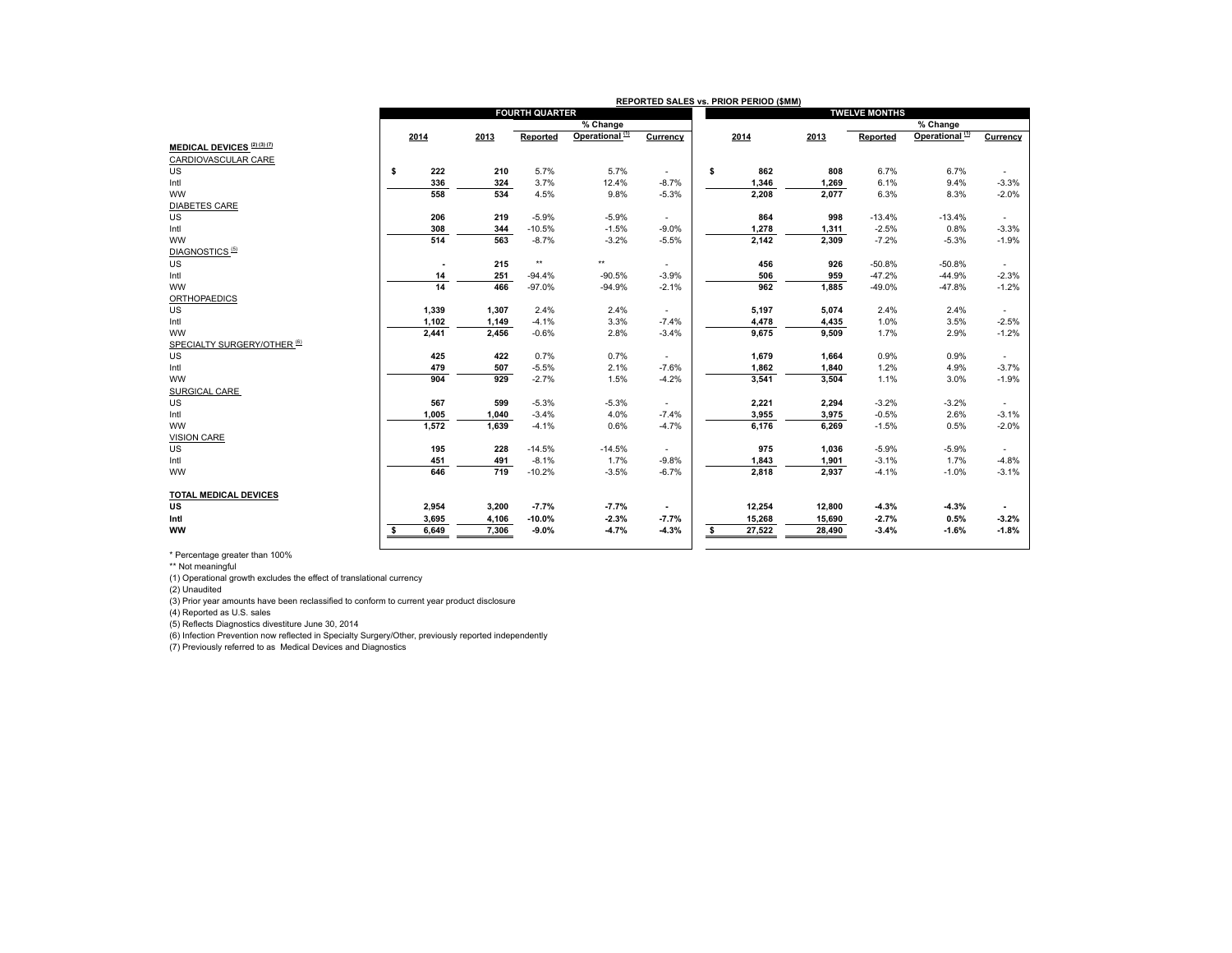**REPORTED SALES vs. PRIOR PERIOD ($MM)**

| | FOURTH QUARTER | | | | | TWELVE MONTHS | | | | |
|---|---|---|---|---|---|---|---|---|---|---|
| | | | % Change | | | | | % Change | | |
| **MEDICAL DEVICES** [(2) (3) (7)] | 2014 | 2013 | Reported | Operational [(1)] | Currency | 2014 | 2013 | Reported | Operational [(1)] | Currency |
| CARDIOVASCULAR CARE | | | | | | | | | | |
| US | $ 222 | 210 | 5.7% | 5.7% | - | $ 862 | 808 | 6.7% | 6.7% | - |
| Intl | 336 | 324 | 3.7% | 12.4% | -8.7% | 1,346 | 1,269 | 6.1% | 9.4% | -3.3% |
| WW | 558 | 534 | 4.5% | 9.8% | -5.3% | 2,208 | 2,077 | 6.3% | 8.3% | -2.0% |
| DIABETES CARE | | | | | | | | | | |
| US | 206 | 219 | -5.9% | -5.9% | - | 864 | 998 | -13.4% | -13.4% | - |
| Intl | 308 | 344 | -10.5% | -1.5% | -9.0% | 1,278 | 1,311 | -2.5% | 0.8% | -3.3% |
| WW | 514 | 563 | -8.7% | -3.2% | -5.5% | 2,142 | 2,309 | -7.2% | -5.3% | -1.9% |
| DIAGNOSTICS [(5)] | | | | | | | | | | |
| US | - | 215 | ** | ** | - | 456 | 926 | -50.8% | -50.8% | - |
| Intl | 14 | 251 | -94.4% | -90.5% | -3.9% | 506 | 959 | -47.2% | -44.9% | -2.3% |
| WW | 14 | 466 | -97.0% | -94.9% | -2.1% | 962 | 1,885 | -49.0% | -47.8% | -1.2% |
| ORTHOPAEDICS | | | | | | | | | | |
| US | 1,339 | 1,307 | 2.4% | 2.4% | - | 5,197 | 5,074 | 2.4% | 2.4% | - |
| Intl | 1,102 | 1,149 | -4.1% | 3.3% | -7.4% | 4,478 | 4,435 | 1.0% | 3.5% | -2.5% |
| WW | 2,441 | 2,456 | -0.6% | 2.8% | -3.4% | 9,675 | 9,509 | 1.7% | 2.9% | -1.2% |
| SPECIALTY SURGERY/OTHER [(6)] | | | | | | | | | | |
| US | 425 | 422 | 0.7% | 0.7% | - | 1,679 | 1,664 | 0.9% | 0.9% | - |
| Intl | 479 | 507 | -5.5% | 2.1% | -7.6% | 1,862 | 1,840 | 1.2% | 4.9% | -3.7% |
| WW | 904 | 929 | -2.7% | 1.5% | -4.2% | 3,541 | 3,504 | 1.1% | 3.0% | -1.9% |
| SURGICAL CARE | | | | | | | | | | |
| US | 567 | 599 | -5.3% | -5.3% | - | 2,221 | 2,294 | -3.2% | -3.2% | - |
| Intl | 1,005 | 1,040 | -3.4% | 4.0% | -7.4% | 3,955 | 3,975 | -0.5% | 2.6% | -3.1% |
| WW | 1,572 | 1,639 | -4.1% | 0.6% | -4.7% | 6,176 | 6,269 | -1.5% | 0.5% | -2.0% |
| VISION CARE | | | | | | | | | | |
| US | 195 | 228 | -14.5% | -14.5% | - | 975 | 1,036 | -5.9% | -5.9% | - |
| Intl | 451 | 491 | -8.1% | 1.7% | -9.8% | 1,843 | 1,901 | -3.1% | 1.7% | -4.8% |
| WW | 646 | 719 | -10.2% | -3.5% | -6.7% | 2,818 | 2,937 | -4.1% | -1.0% | -3.1% |
| **TOTAL MEDICAL DEVICES** | | | | | | | | | | |
| **US** | **2,954** | **3,200** | **-7.7%** | **-7.7%** | **-** | **12,254** | **12,800** | **-4.3%** | **-4.3%** | **-** |
| **Intl** | **3,695** | **4,106** | **-10.0%** | **-2.3%** | **-7.7%** | **15,268** | **15,690** | **-2.7%** | **0.5%** | **-3.2%** |
| **WW** | **$ 6,649** | **7,306** | **-9.0%** | **-4.7%** | **-4.3%** | **$ 27,522** | **28,490** | **-3.4%** | **-1.6%** | **-1.8%** |

* Percentage greater than 100%

** Not meaningful

(1) Operational growth excludes the effect of translational currency

(2) Unaudited

(3) Prior year amounts have been reclassified to conform to current year product disclosure

(4) Reported as U.S. sales

(5) Reflects Diagnostics divestiture June 30, 2014

(6) Infection Prevention now reflected in Specialty Surgery/Other, previously reported independently

(7) Previously referred to as Medical Devices and Diagnostics